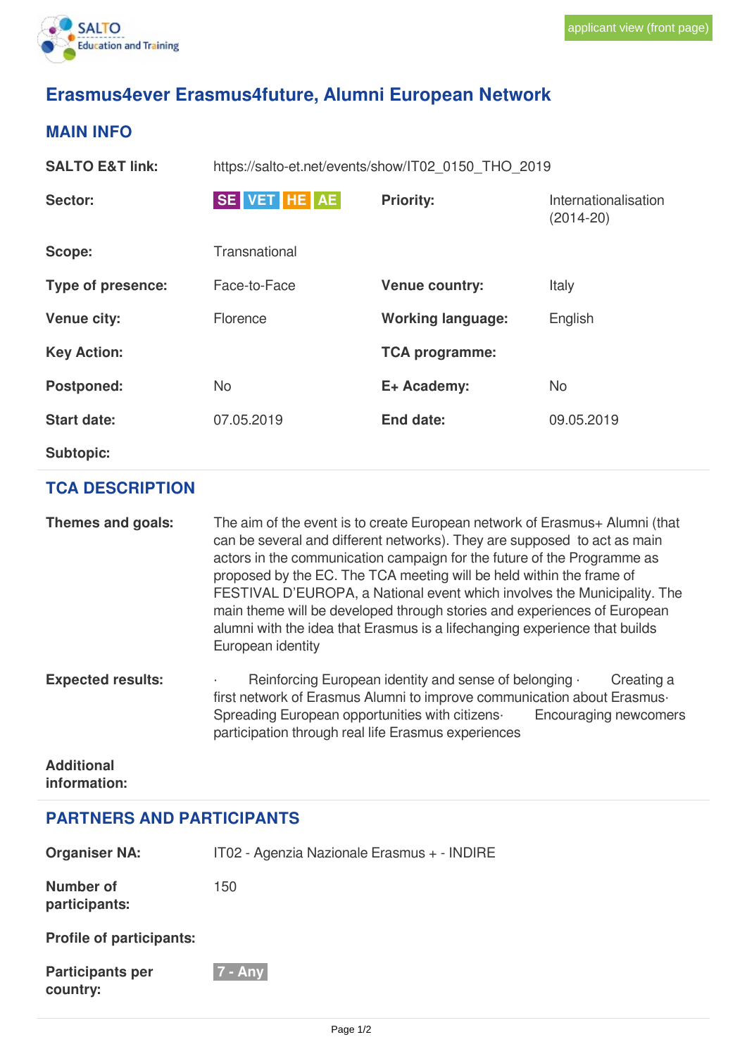applicant view (front page)

# Erasmus4ever Erasmus4future, Alumni European Network

## MAIN INFO

| | | | |
|---|---|---|---|
| **SALTO E&T link:** | https://salto-et.net/events/show/IT02_0150_THO_2019 | | |
| **Sector:** | SE VET HE AE | **Priority:** | Internationalisation (2014-20) |
| **Scope:** | Transnational | | |
| **Type of presence:** | Face-to-Face | **Venue country:** | Italy |
| **Venue city:** | Florence | **Working language:** | English |
| **Key Action:** | | **TCA programme:** | |
| **Postponed:** | No | **E+ Academy:** | No |
| **Start date:** | 07.05.2019 | **End date:** | 09.05.2019 |
| **Subtopic:** | | | |

## TCA DESCRIPTION

**Themes and goals:**

The aim of the event is to create European network of Erasmus+ Alumni (that can be several and different networks). They are supposed to act as main actors in the communication campaign for the future of the Programme as proposed by the EC. The TCA meeting will be held within the frame of FESTIVAL D'EUROPA, a National event which involves the Municipality. The main theme will be developed through stories and experiences of European alumni with the idea that Erasmus is a lifechanging experience that builds European identity

**Expected results:**

· Reinforcing European identity and sense of belonging · Creating a first network of Erasmus Alumni to improve communication about Erasmus· Spreading European opportunities with citizens· Encouraging newcomers participation through real life Erasmus experiences

**Additional information:**

## PARTNERS AND PARTICIPANTS

| | |
|---|---|
| **Organiser NA:** | IT02 - Agenzia Nazionale Erasmus + - INDIRE |
| **Number of participants:** | 150 |
| **Profile of participants:** | |
| **Participants per country:** | 7 - Any |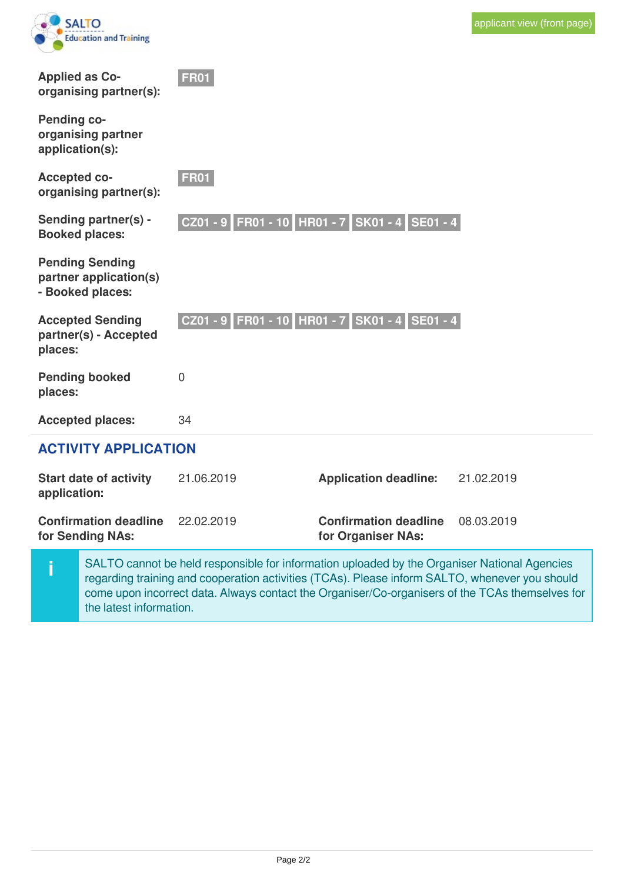applicant view (front page)

| | |
|---|---|
| **Applied as Co-organising partner(s):** | FR01 |
| **Pending co-organising partner application(s):** | |
| **Accepted co-organising partner(s):** | FR01 |
| **Sending partner(s) - Booked places:** | CZ01 - 9 FR01 - 10 HR01 - 7 SK01 - 4 SE01 - 4 |
| **Pending Sending partner application(s) - Booked places:** | |
| **Accepted Sending partner(s) - Accepted places:** | CZ01 - 9 FR01 - 10 HR01 - 7 SK01 - 4 SE01 - 4 |
| **Pending booked places:** | 0 |
| **Accepted places:** | 34 |

## ACTIVITY APPLICATION

| | | | |
|---|---|---|---|
| **Start date of activity application:** | 21.06.2019 | **Application deadline:** | 21.02.2019 |
| **Confirmation deadline for Sending NAs:** | 22.02.2019 | **Confirmation deadline for Organiser NAs:** | 08.03.2019 |

i SALTO cannot be held responsible for information uploaded by the Organiser National Agencies regarding training and cooperation activities (TCAs). Please inform SALTO, whenever you should come upon incorrect data. Always contact the Organiser/Co-organisers of the TCAs themselves for the latest information.